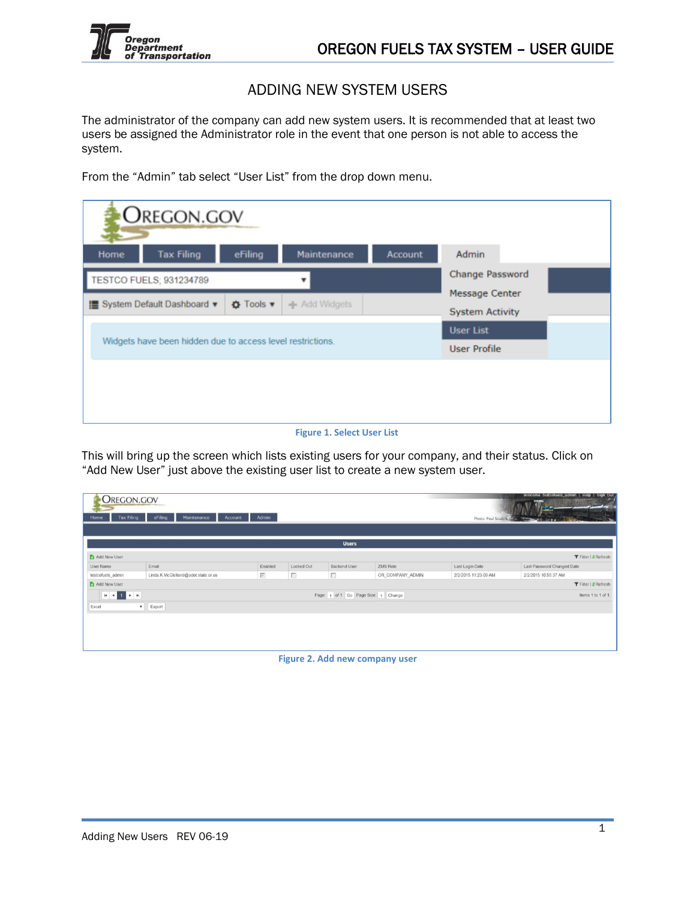# ADDING NEW SYSTEM USERS

The administrator of the company can add new system users. It is recommended that at least two users be assigned the Administrator role in the event that one person is not able to access the system.

From the "Admin" tab select "User List" from the drop down menu.

Figure 1. Select User List

This will bring up the screen which lists existing users for your company, and their status. Click on "Add New User" just above the existing user list to create a new system user.

Figure 2. Add new company user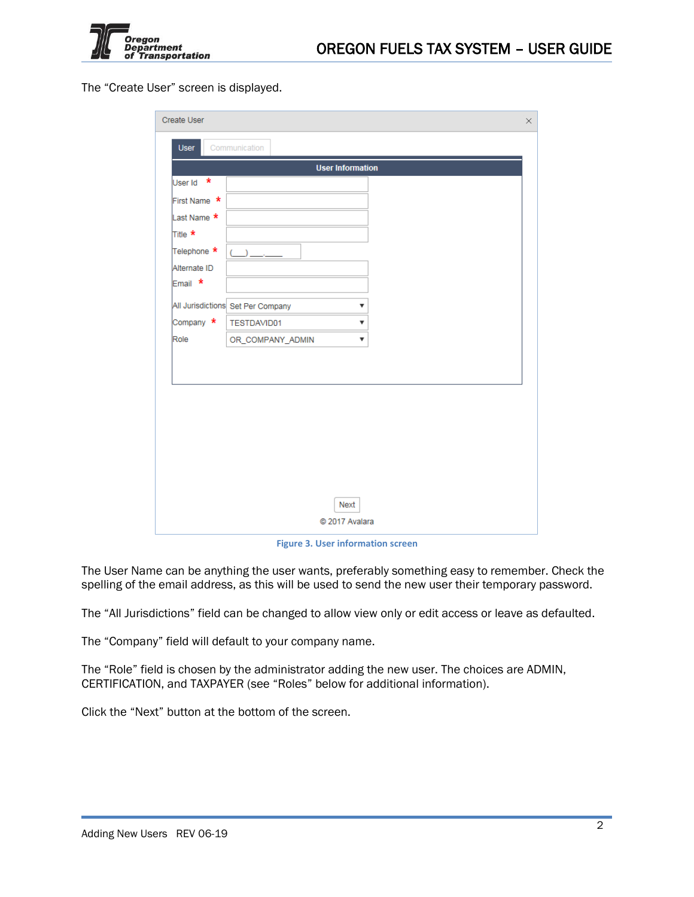The "Create User" screen is displayed.

Create User

User | Communication

**User Information**

User Id *

First Name *

Last Name *

Title *

Telephone * (___) ___-____

Alternate ID

Email *

All Jurisdictions: Set Per Company

Company *: TESTDAVID01

Role: OR_COMPANY_ADMIN

Next

© 2017 Avalara

Figure 3. User information screen

The User Name can be anything the user wants, preferably something easy to remember. Check the spelling of the email address, as this will be used to send the new user their temporary password.

The "All Jurisdictions" field can be changed to allow view only or edit access or leave as defaulted.

The "Company" field will default to your company name.

The "Role" field is chosen by the administrator adding the new user. The choices are ADMIN, CERTIFICATION, and TAXPAYER (see "Roles" below for additional information).

Click the "Next" button at the bottom of the screen.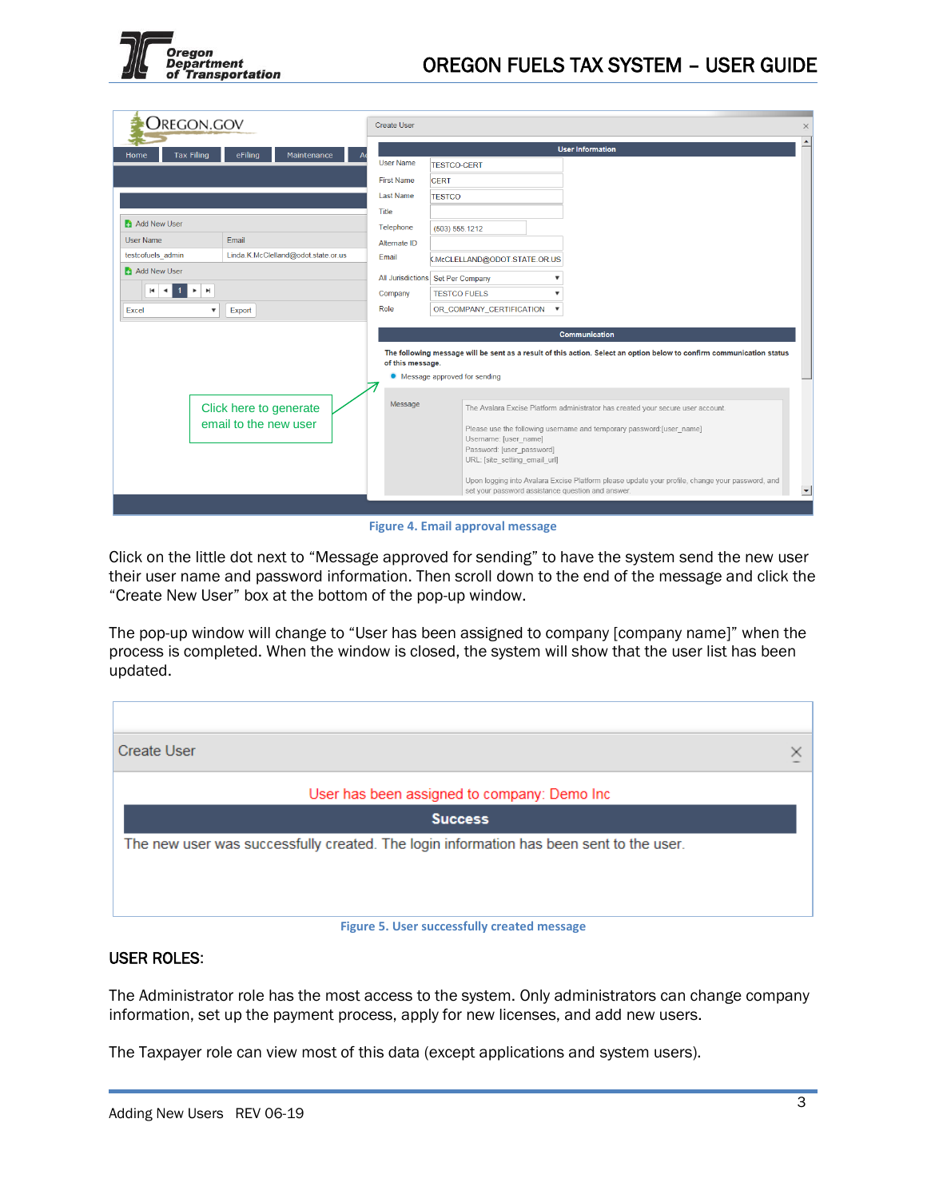Figure 4. Email approval message

Click on the little dot next to “Message approved for sending” to have the system send the new user their user name and password information. Then scroll down to the end of the message and click the “Create New User” box at the bottom of the pop-up window.

The pop-up window will change to “User has been assigned to company [company name]” when the process is completed. When the window is closed, the system will show that the user list has been updated.

Figure 5. User successfully created message

## USER ROLES:

The Administrator role has the most access to the system. Only administrators can change company information, set up the payment process, apply for new licenses, and add new users.

The Taxpayer role can view most of this data (except applications and system users).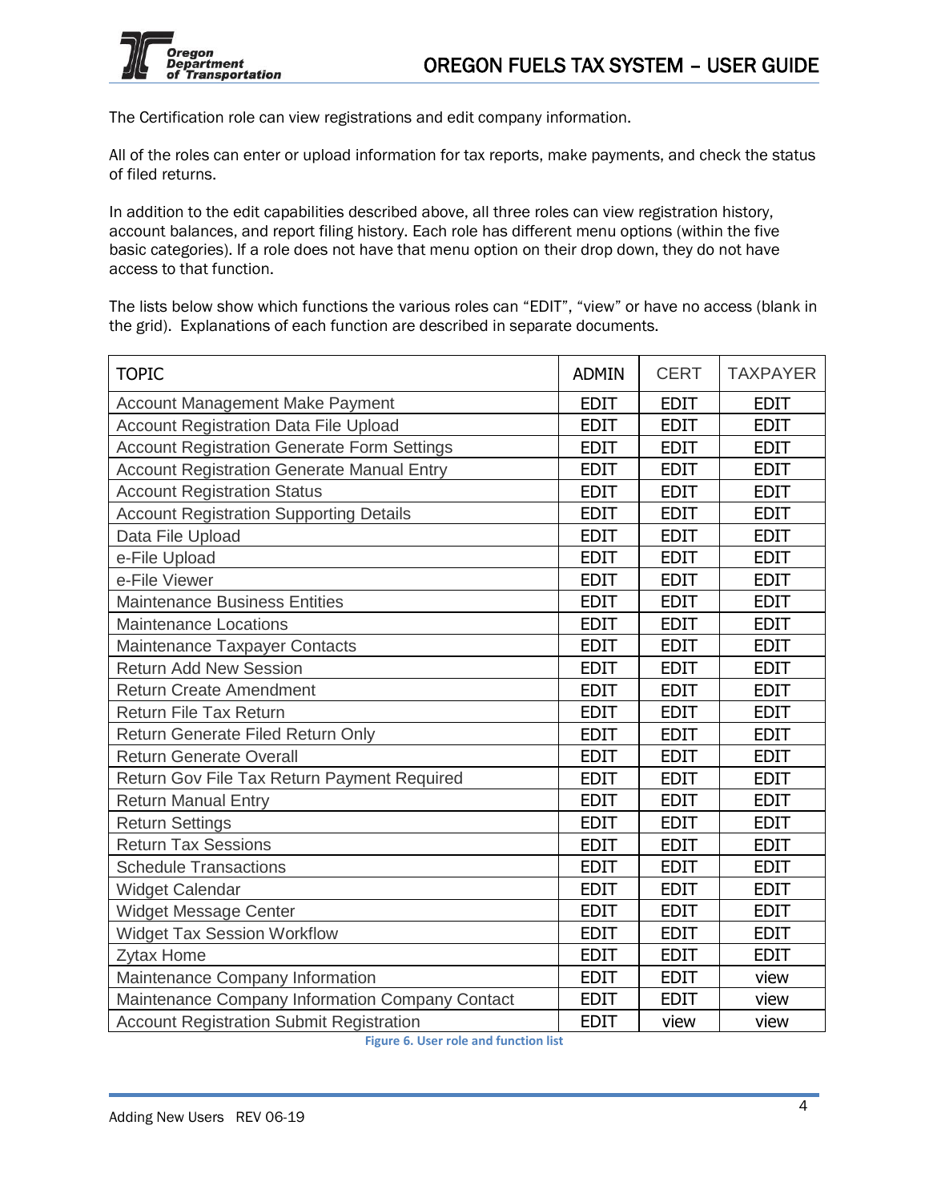The Certification role can view registrations and edit company information.

All of the roles can enter or upload information for tax reports, make payments, and check the status of filed returns.

In addition to the edit capabilities described above, all three roles can view registration history, account balances, and report filing history. Each role has different menu options (within the five basic categories). If a role does not have that menu option on their drop down, they do not have access to that function.

The lists below show which functions the various roles can "EDIT", "view" or have no access (blank in the grid). Explanations of each function are described in separate documents.

| TOPIC | ADMIN | CERT | TAXPAYER |
|---|---|---|---|
| Account Management Make Payment | EDIT | EDIT | EDIT |
| Account Registration Data File Upload | EDIT | EDIT | EDIT |
| Account Registration Generate Form Settings | EDIT | EDIT | EDIT |
| Account Registration Generate Manual Entry | EDIT | EDIT | EDIT |
| Account Registration Status | EDIT | EDIT | EDIT |
| Account Registration Supporting Details | EDIT | EDIT | EDIT |
| Data File Upload | EDIT | EDIT | EDIT |
| e-File Upload | EDIT | EDIT | EDIT |
| e-File Viewer | EDIT | EDIT | EDIT |
| Maintenance Business Entities | EDIT | EDIT | EDIT |
| Maintenance Locations | EDIT | EDIT | EDIT |
| Maintenance Taxpayer Contacts | EDIT | EDIT | EDIT |
| Return Add New Session | EDIT | EDIT | EDIT |
| Return Create Amendment | EDIT | EDIT | EDIT |
| Return File Tax Return | EDIT | EDIT | EDIT |
| Return Generate Filed Return Only | EDIT | EDIT | EDIT |
| Return Generate Overall | EDIT | EDIT | EDIT |
| Return Gov File Tax Return Payment Required | EDIT | EDIT | EDIT |
| Return Manual Entry | EDIT | EDIT | EDIT |
| Return Settings | EDIT | EDIT | EDIT |
| Return Tax Sessions | EDIT | EDIT | EDIT |
| Schedule Transactions | EDIT | EDIT | EDIT |
| Widget Calendar | EDIT | EDIT | EDIT |
| Widget Message Center | EDIT | EDIT | EDIT |
| Widget Tax Session Workflow | EDIT | EDIT | EDIT |
| Zytax Home | EDIT | EDIT | EDIT |
| Maintenance Company Information | EDIT | EDIT | view |
| Maintenance Company Information Company Contact | EDIT | EDIT | view |
| Account Registration Submit Registration | EDIT | view | view |

**Figure 6. User role and function list**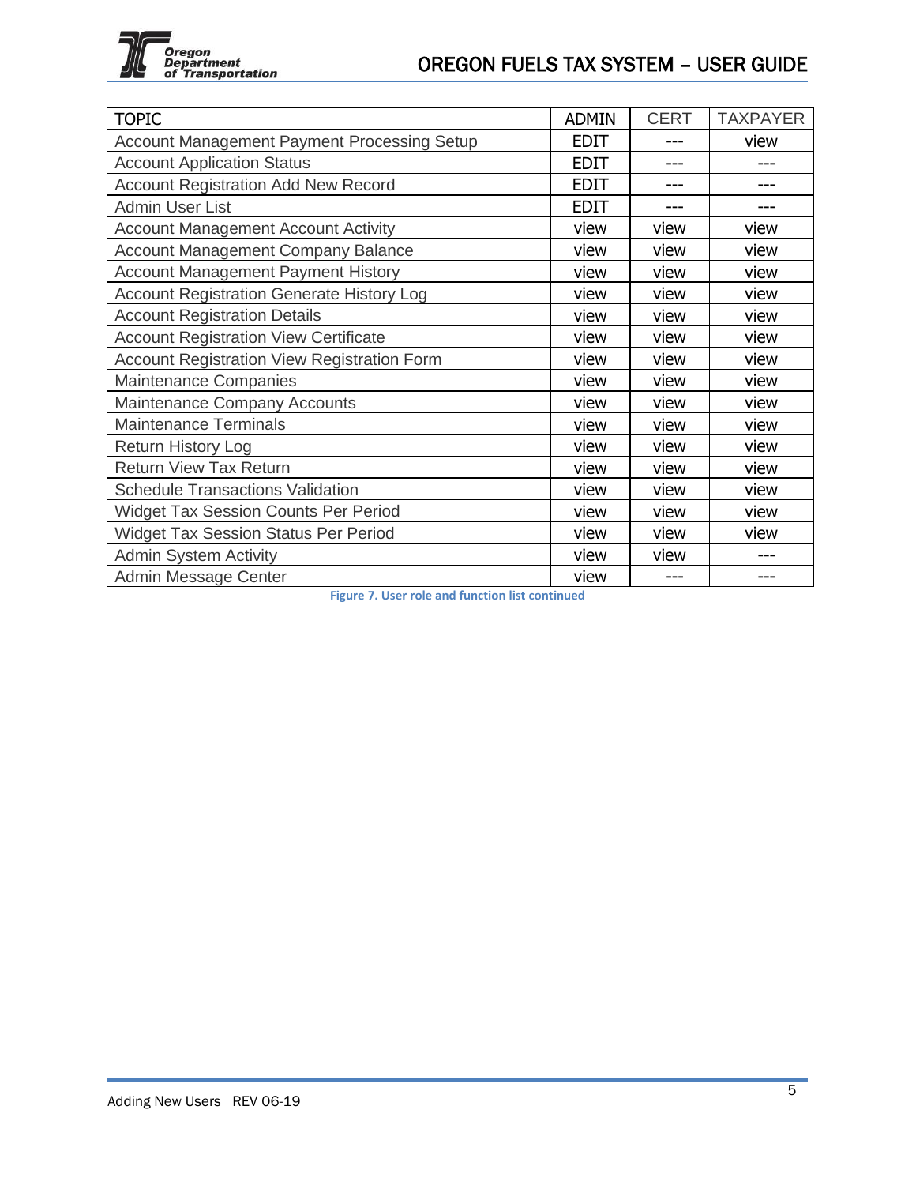| TOPIC | ADMIN | CERT | TAXPAYER |
|---|---|---|---|
| Account Management Payment Processing Setup | EDIT | --- | view |
| Account Application Status | EDIT | --- | --- |
| Account Registration Add New Record | EDIT | --- | --- |
| Admin User List | EDIT | --- | --- |
| Account Management Account Activity | view | view | view |
| Account Management Company Balance | view | view | view |
| Account Management Payment History | view | view | view |
| Account Registration Generate History Log | view | view | view |
| Account Registration Details | view | view | view |
| Account Registration View Certificate | view | view | view |
| Account Registration View Registration Form | view | view | view |
| Maintenance Companies | view | view | view |
| Maintenance Company Accounts | view | view | view |
| Maintenance Terminals | view | view | view |
| Return History Log | view | view | view |
| Return View Tax Return | view | view | view |
| Schedule Transactions Validation | view | view | view |
| Widget Tax Session Counts Per Period | view | view | view |
| Widget Tax Session Status Per Period | view | view | view |
| Admin System Activity | view | view | --- |
| Admin Message Center | view | --- | --- |

**Figure 7. User role and function list continued**